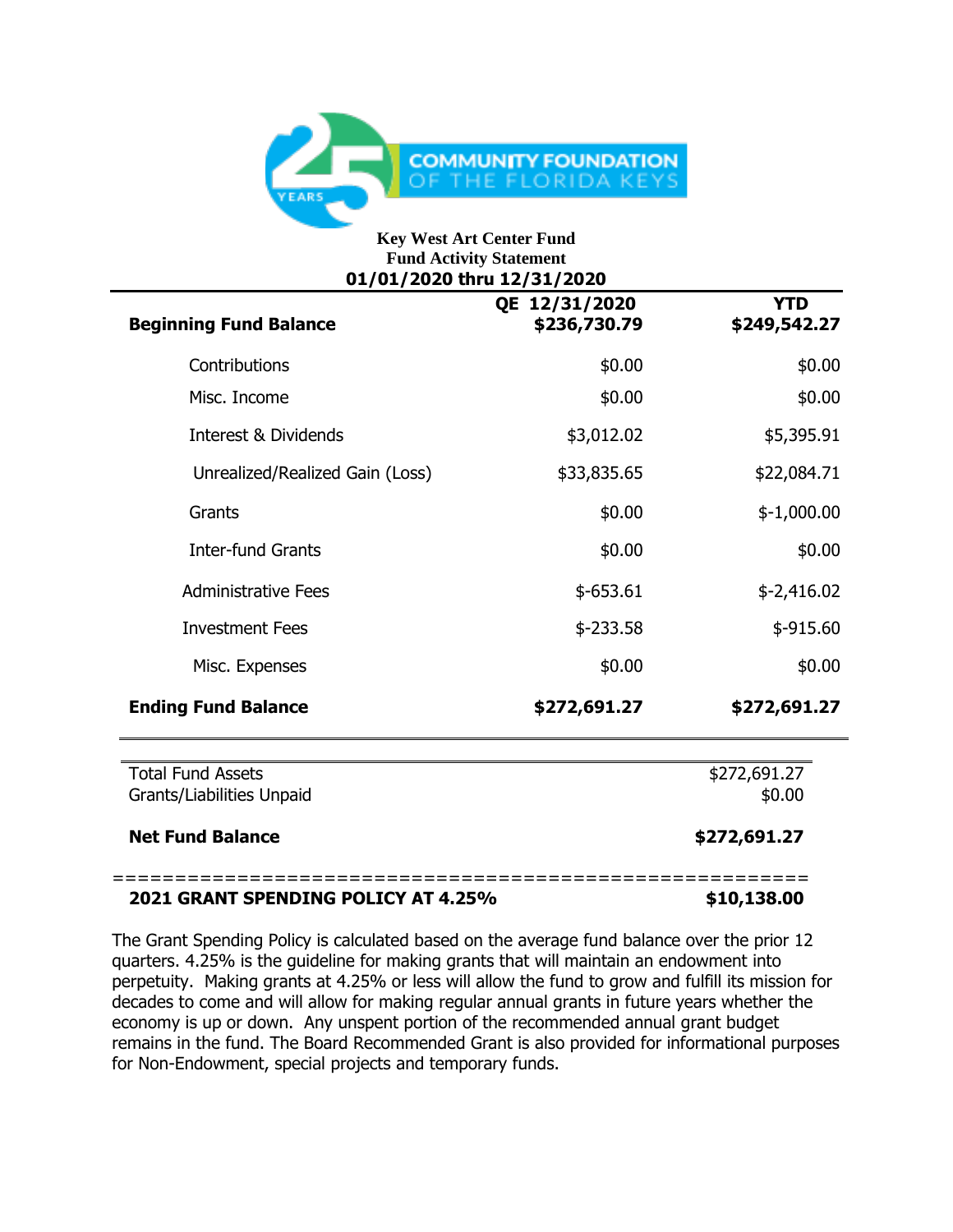**Key West Art Center Fund**
**Fund Activity Statement**
**01/01/2020 thru 12/31/2020**

| | QE 12/31/2020 | YTD |
|---|---|---|
| **Beginning Fund Balance** | **$236,730.79** | **$249,542.27** |
| Contributions | $0.00 | $0.00 |
| Misc. Income | $0.00 | $0.00 |
| Interest & Dividends | $3,012.02 | $5,395.91 |
| Unrealized/Realized Gain (Loss) | $33,835.65 | $22,084.71 |
| Grants | $0.00 | $-1,000.00 |
| Inter-fund Grants | $0.00 | $0.00 |
| Administrative Fees | $-653.61 | $-2,416.02 |
| Investment Fees | $-233.58 | $-915.60 |
| Misc. Expenses | $0.00 | $0.00 |
| **Ending Fund Balance** | **$272,691.27** | **$272,691.27** |

| | |
|---|---|
| Total Fund Assets | $272,691.27 |
| Grants/Liabilities Unpaid | $0.00 |
| **Net Fund Balance** | **$272,691.27** |

=======================================================

**2021 GRANT SPENDING POLICY AT 4.25%** **$10,138.00**

The Grant Spending Policy is calculated based on the average fund balance over the prior 12 quarters. 4.25% is the guideline for making grants that will maintain an endowment into perpetuity. Making grants at 4.25% or less will allow the fund to grow and fulfill its mission for decades to come and will allow for making regular annual grants in future years whether the economy is up or down. Any unspent portion of the recommended annual grant budget remains in the fund. The Board Recommended Grant is also provided for informational purposes for Non-Endowment, special projects and temporary funds.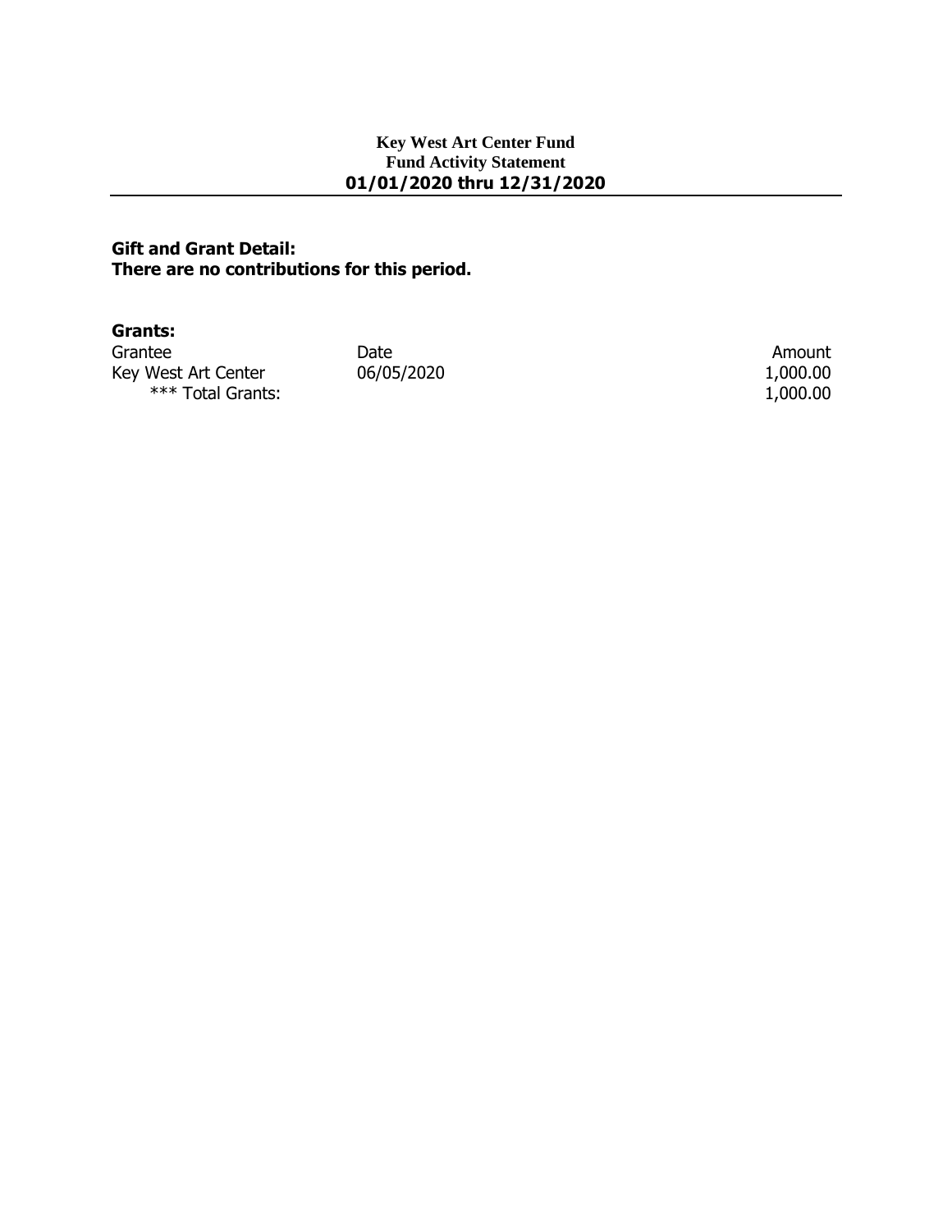**Key West Art Center Fund**
**Fund Activity Statement**
**01/01/2020 thru 12/31/2020**

**Gift and Grant Detail:**
**There are no contributions for this period.**

**Grants:**

| Grantee | Date | Amount |
|---|---|---|
| Key West Art Center | 06/05/2020 | 1,000.00 |
| *** Total Grants: | | 1,000.00 |